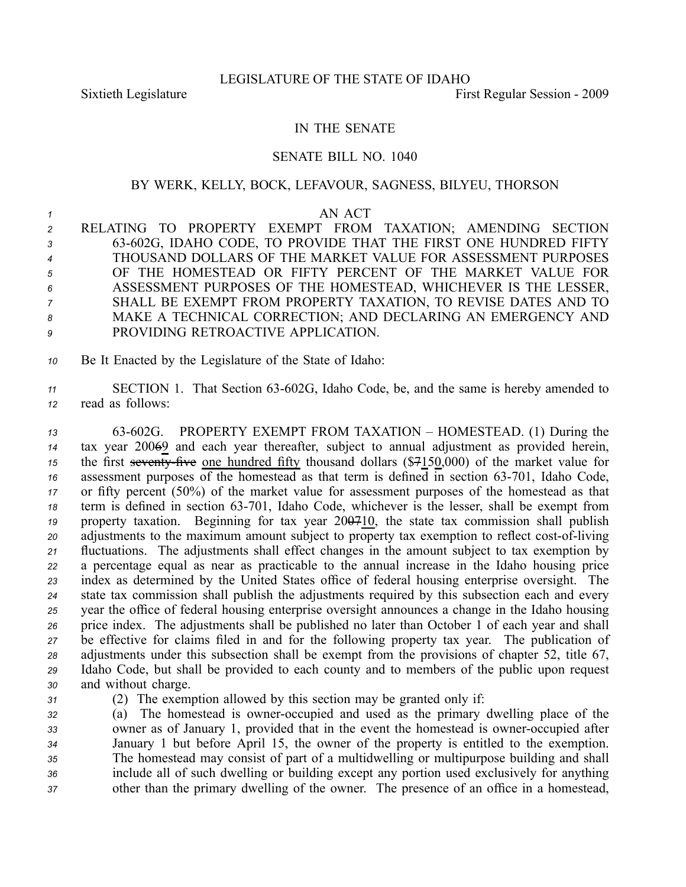LEGISLATURE OF THE STATE OF IDAHO

Sixtieth Legislature First Regular Session - 2009

# IN THE SENATE

## SENATE BILL NO. 1040

### BY WERK, KELLY, BOCK, LEFAVOUR, SAGNESS, BILYEU, THORSON

AN ACT

RELATING TO PROPERTY EXEMPT FROM TAXATION; AMENDING SECTION 63-602G, IDAHO CODE, TO PROVIDE THAT THE FIRST ONE HUNDRED FIFTY THOUSAND DOLLARS OF THE MARKET VALUE FOR ASSESSMENT PURPOSES OF THE HOMESTEAD OR FIFTY PERCENT OF THE MARKET VALUE FOR ASSESSMENT PURPOSES OF THE HOMESTEAD, WHICHEVER IS THE LESSER, SHALL BE EXEMPT FROM PROPERTY TAXATION, TO REVISE DATES AND TO MAKE A TECHNICAL CORRECTION; AND DECLARING AN EMERGENCY AND PROVIDING RETROACTIVE APPLICATION.

Be It Enacted by the Legislature of the State of Idaho:

SECTION 1. That Section 63-602G, Idaho Code, be, and the same is hereby amended to read as follows:

63-602G. PROPERTY EXEMPT FROM TAXATION – HOMESTEAD. (1) During the tax year 2006~~6~~9 and each year thereafter, subject to annual adjustment as provided herein, the first ~~seventy-five~~ one hundred fifty thousand dollars ($~~7~~150,000) of the market value for assessment purposes of the homestead as that term is defined in section 63-701, Idaho Code, or fifty percent (50%) of the market value for assessment purposes of the homestead as that term is defined in section 63-701, Idaho Code, whichever is the lesser, shall be exempt from property taxation. Beginning for tax year 20~~07~~10, the state tax commission shall publish adjustments to the maximum amount subject to property tax exemption to reflect cost-of-living fluctuations. The adjustments shall effect changes in the amount subject to tax exemption by a percentage equal as near as practicable to the annual increase in the Idaho housing price index as determined by the United States office of federal housing enterprise oversight. The state tax commission shall publish the adjustments required by this subsection each and every year the office of federal housing enterprise oversight announces a change in the Idaho housing price index. The adjustments shall be published no later than October 1 of each year and shall be effective for claims filed in and for the following property tax year. The publication of adjustments under this subsection shall be exempt from the provisions of chapter 52, title 67, Idaho Code, but shall be provided to each county and to members of the public upon request and without charge.

(2) The exemption allowed by this section may be granted only if:

(a) The homestead is owner-occupied and used as the primary dwelling place of the owner as of January 1, provided that in the event the homestead is owner-occupied after January 1 but before April 15, the owner of the property is entitled to the exemption. The homestead may consist of part of a multidwelling or multipurpose building and shall include all of such dwelling or building except any portion used exclusively for anything other than the primary dwelling of the owner. The presence of an office in a homestead,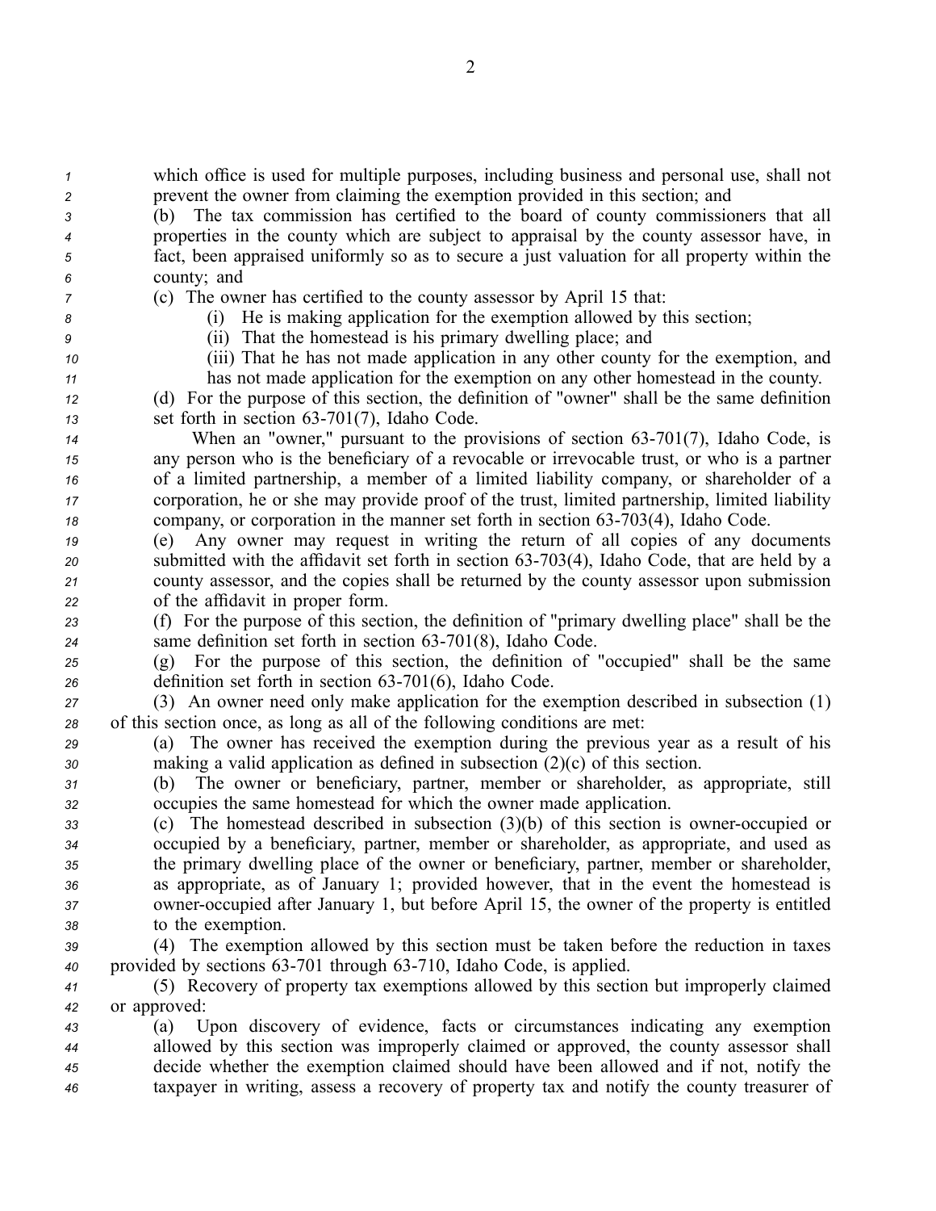which office is used for multiple purposes, including business and personal use, shall not prevent the owner from claiming the exemption provided in this section; and

(b) The tax commission has certified to the board of county commissioners that all properties in the county which are subject to appraisal by the county assessor have, in fact, been appraised uniformly so as to secure a just valuation for all property within the county; and

(c) The owner has certified to the county assessor by April 15 that:

(i) He is making application for the exemption allowed by this section;

(ii) That the homestead is his primary dwelling place; and

(iii) That he has not made application in any other county for the exemption, and has not made application for the exemption on any other homestead in the county.

(d) For the purpose of this section, the definition of "owner" shall be the same definition set forth in section 63-701(7), Idaho Code.

When an "owner," pursuant to the provisions of section 63-701(7), Idaho Code, is any person who is the beneficiary of a revocable or irrevocable trust, or who is a partner of a limited partnership, a member of a limited liability company, or shareholder of a corporation, he or she may provide proof of the trust, limited partnership, limited liability company, or corporation in the manner set forth in section 63-703(4), Idaho Code.

(e) Any owner may request in writing the return of all copies of any documents submitted with the affidavit set forth in section 63-703(4), Idaho Code, that are held by a county assessor, and the copies shall be returned by the county assessor upon submission of the affidavit in proper form.

(f) For the purpose of this section, the definition of "primary dwelling place" shall be the same definition set forth in section 63-701(8), Idaho Code.

(g) For the purpose of this section, the definition of "occupied" shall be the same definition set forth in section 63-701(6), Idaho Code.

(3) An owner need only make application for the exemption described in subsection (1) of this section once, as long as all of the following conditions are met:

(a) The owner has received the exemption during the previous year as a result of his making a valid application as defined in subsection (2)(c) of this section.

(b) The owner or beneficiary, partner, member or shareholder, as appropriate, still occupies the same homestead for which the owner made application.

(c) The homestead described in subsection (3)(b) of this section is owner-occupied or occupied by a beneficiary, partner, member or shareholder, as appropriate, and used as the primary dwelling place of the owner or beneficiary, partner, member or shareholder, as appropriate, as of January 1; provided however, that in the event the homestead is owner-occupied after January 1, but before April 15, the owner of the property is entitled to the exemption.

(4) The exemption allowed by this section must be taken before the reduction in taxes provided by sections 63-701 through 63-710, Idaho Code, is applied.

(5) Recovery of property tax exemptions allowed by this section but improperly claimed or approved:

(a) Upon discovery of evidence, facts or circumstances indicating any exemption allowed by this section was improperly claimed or approved, the county assessor shall decide whether the exemption claimed should have been allowed and if not, notify the taxpayer in writing, assess a recovery of property tax and notify the county treasurer of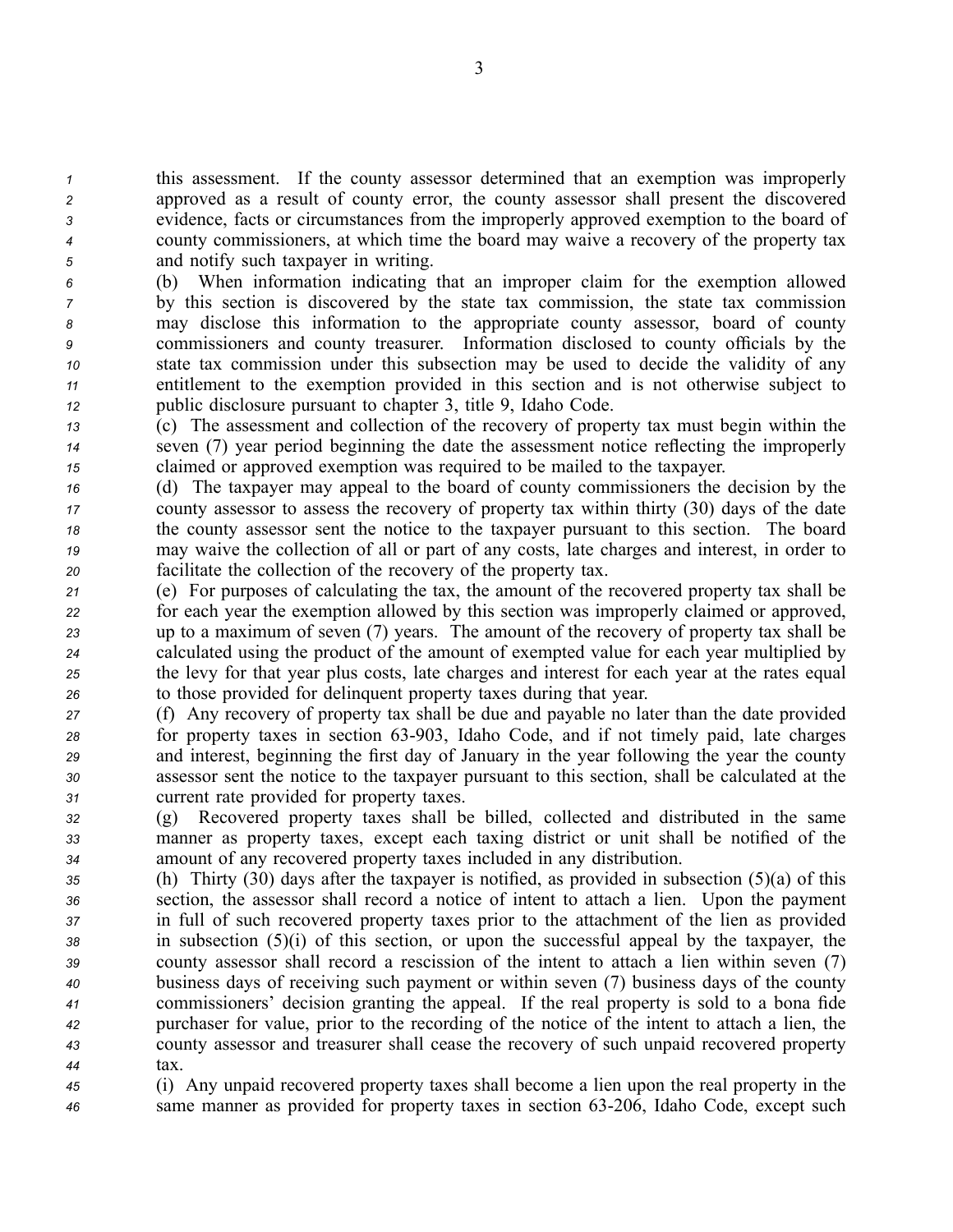this assessment. If the county assessor determined that an exemption was improperly approved as a result of county error, the county assessor shall present the discovered evidence, facts or circumstances from the improperly approved exemption to the board of county commissioners, at which time the board may waive a recovery of the property tax and notify such taxpayer in writing.

(b) When information indicating that an improper claim for the exemption allowed by this section is discovered by the state tax commission, the state tax commission may disclose this information to the appropriate county assessor, board of county commissioners and county treasurer. Information disclosed to county officials by the state tax commission under this subsection may be used to decide the validity of any entitlement to the exemption provided in this section and is not otherwise subject to public disclosure pursuant to chapter 3, title 9, Idaho Code.

(c) The assessment and collection of the recovery of property tax must begin within the seven (7) year period beginning the date the assessment notice reflecting the improperly claimed or approved exemption was required to be mailed to the taxpayer.

(d) The taxpayer may appeal to the board of county commissioners the decision by the county assessor to assess the recovery of property tax within thirty (30) days of the date the county assessor sent the notice to the taxpayer pursuant to this section. The board may waive the collection of all or part of any costs, late charges and interest, in order to facilitate the collection of the recovery of the property tax.

(e) For purposes of calculating the tax, the amount of the recovered property tax shall be for each year the exemption allowed by this section was improperly claimed or approved, up to a maximum of seven (7) years. The amount of the recovery of property tax shall be calculated using the product of the amount of exempted value for each year multiplied by the levy for that year plus costs, late charges and interest for each year at the rates equal to those provided for delinquent property taxes during that year.

(f) Any recovery of property tax shall be due and payable no later than the date provided for property taxes in section 63-903, Idaho Code, and if not timely paid, late charges and interest, beginning the first day of January in the year following the year the county assessor sent the notice to the taxpayer pursuant to this section, shall be calculated at the current rate provided for property taxes.

(g) Recovered property taxes shall be billed, collected and distributed in the same manner as property taxes, except each taxing district or unit shall be notified of the amount of any recovered property taxes included in any distribution.

(h) Thirty (30) days after the taxpayer is notified, as provided in subsection (5)(a) of this section, the assessor shall record a notice of intent to attach a lien. Upon the payment in full of such recovered property taxes prior to the attachment of the lien as provided in subsection (5)(i) of this section, or upon the successful appeal by the taxpayer, the county assessor shall record a rescission of the intent to attach a lien within seven (7) business days of receiving such payment or within seven (7) business days of the county commissioners' decision granting the appeal. If the real property is sold to a bona fide purchaser for value, prior to the recording of the notice of the intent to attach a lien, the county assessor and treasurer shall cease the recovery of such unpaid recovered property tax.

(i) Any unpaid recovered property taxes shall become a lien upon the real property in the same manner as provided for property taxes in section 63-206, Idaho Code, except such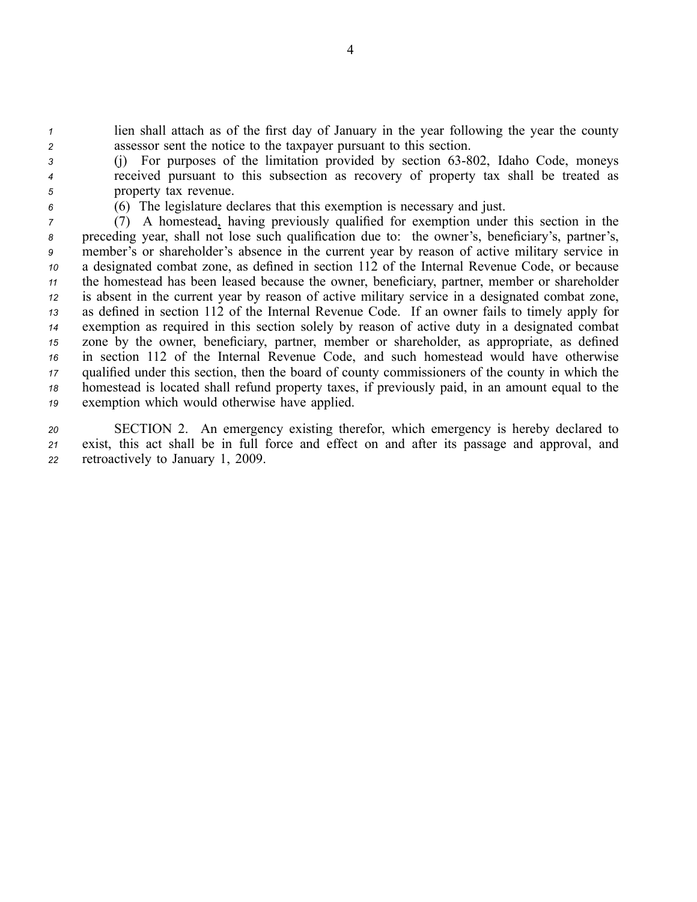lien shall attach as of the first day of January in the year following the year the county assessor sent the notice to the taxpayer pursuant to this section.

(j) For purposes of the limitation provided by section 63-802, Idaho Code, moneys received pursuant to this subsection as recovery of property tax shall be treated as property tax revenue.

(6) The legislature declares that this exemption is necessary and just.

(7) A homestead, having previously qualified for exemption under this section in the preceding year, shall not lose such qualification due to: the owner's, beneficiary's, partner's, member's or shareholder's absence in the current year by reason of active military service in a designated combat zone, as defined in section 112 of the Internal Revenue Code, or because the homestead has been leased because the owner, beneficiary, partner, member or shareholder is absent in the current year by reason of active military service in a designated combat zone, as defined in section 112 of the Internal Revenue Code. If an owner fails to timely apply for exemption as required in this section solely by reason of active duty in a designated combat zone by the owner, beneficiary, partner, member or shareholder, as appropriate, as defined in section 112 of the Internal Revenue Code, and such homestead would have otherwise qualified under this section, then the board of county commissioners of the county in which the homestead is located shall refund property taxes, if previously paid, in an amount equal to the exemption which would otherwise have applied.

SECTION 2. An emergency existing therefor, which emergency is hereby declared to exist, this act shall be in full force and effect on and after its passage and approval, and retroactively to January 1, 2009.